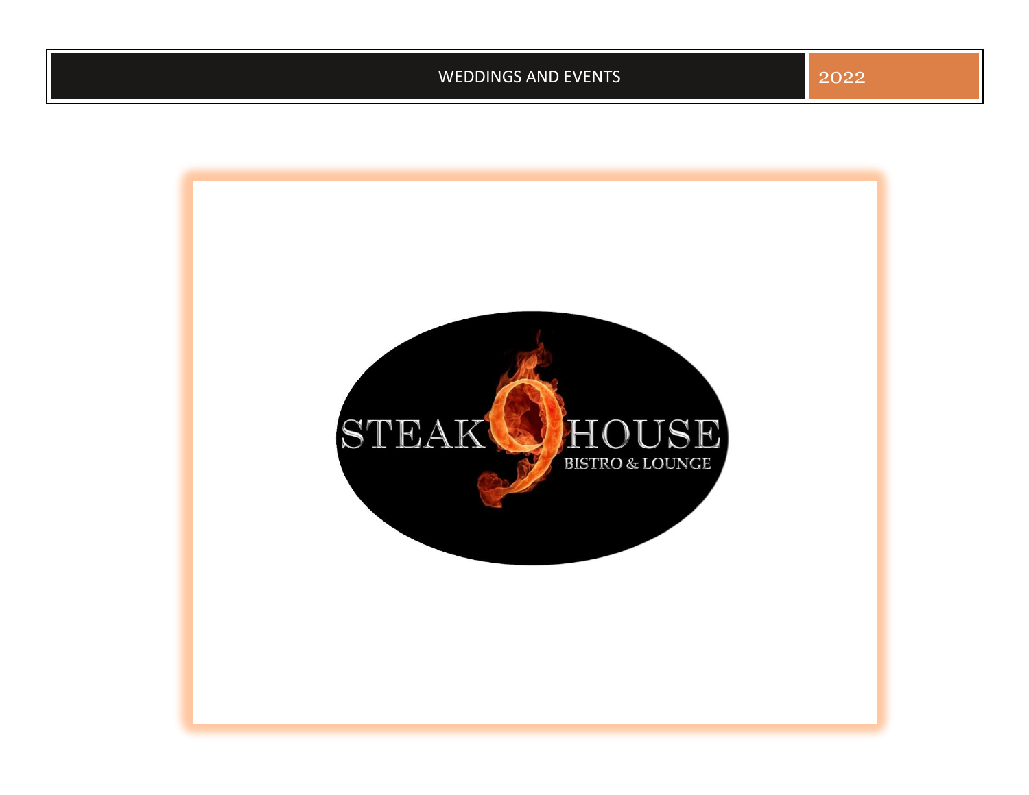WEDDINGS AND EVENTS 2022

# STEAK 9 HOUSE

BISTRO & LOUNGE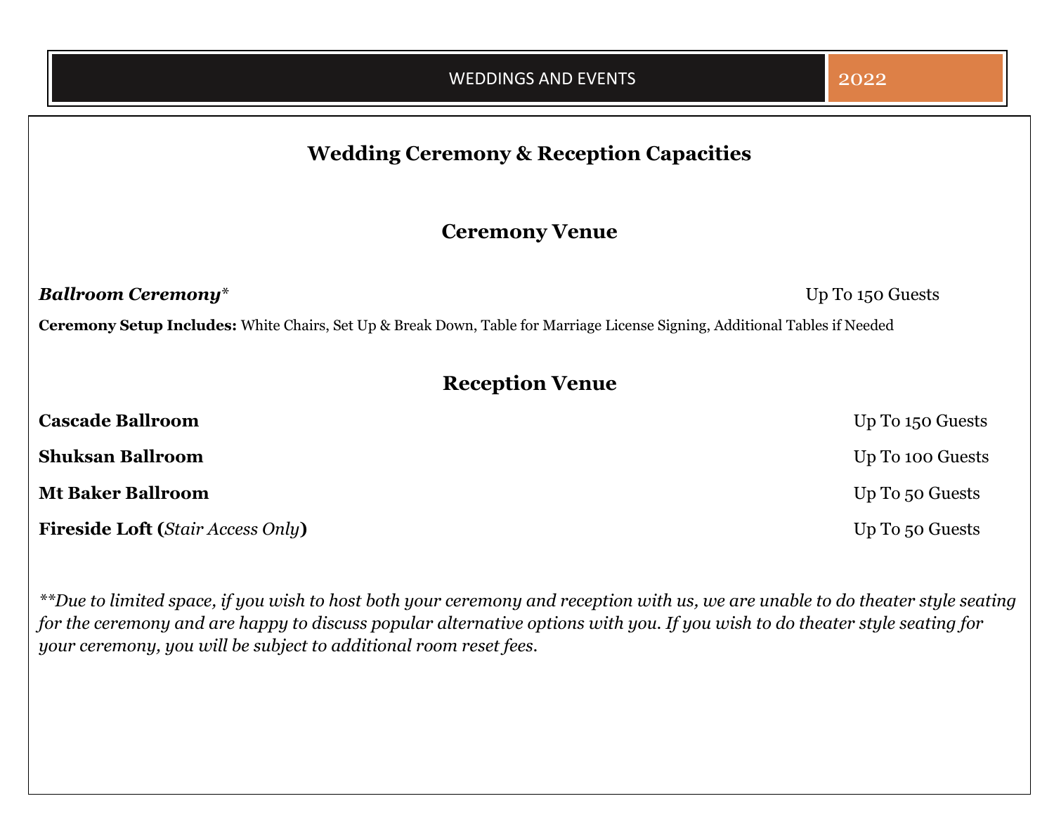# Wedding Ceremony & Reception Capacities

## Ceremony Venue

***Ballroom Ceremony****  Up To 150 Guests

**Ceremony Setup Includes:** White Chairs, Set Up & Break Down, Table for Marriage License Signing, Additional Tables if Needed

## Reception Venue

| Venue | Capacity |
|---|---|
| **Cascade Ballroom** | Up To 150 Guests |
| **Shuksan Ballroom** | Up To 100 Guests |
| **Mt Baker Ballroom** | Up To 50 Guests |
| **Fireside Loft (*Stair Access Only*)** | Up To 50 Guests |

*\*\*Due to limited space, if you wish to host both your ceremony and reception with us, we are unable to do theater style seating for the ceremony and are happy to discuss popular alternative options with you. If you wish to do theater style seating for your ceremony, you will be subject to additional room reset fees.*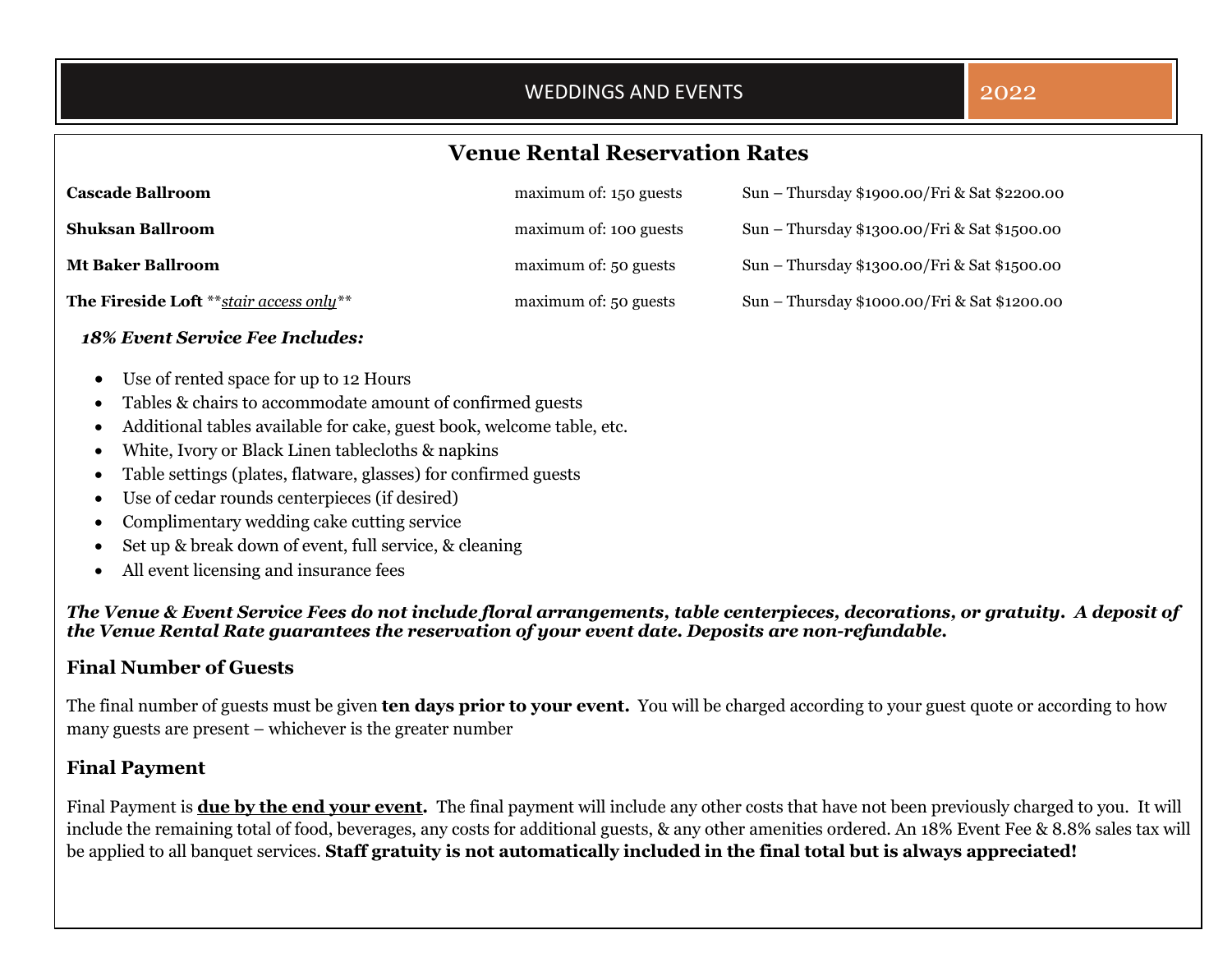WEDDINGS AND EVENTS 2022

## Venue Rental Reservation Rates

| Venue | Capacity | Rates |
|---|---|---|
| **Cascade Ballroom** | maximum of: 150 guests | Sun – Thursday $1900.00/Fri & Sat $2200.00 |
| **Shuksan Ballroom** | maximum of: 100 guests | Sun – Thursday $1300.00/Fri & Sat $1500.00 |
| **Mt Baker Ballroom** | maximum of: 50 guests | Sun – Thursday $1300.00/Fri & Sat $1500.00 |
| **The Fireside Loft** \*\**stair access only*\*\* | maximum of: 50 guests | Sun – Thursday $1000.00/Fri & Sat $1200.00 |

***18% Event Service Fee Includes:***

- Use of rented space for up to 12 Hours
- Tables & chairs to accommodate amount of confirmed guests
- Additional tables available for cake, guest book, welcome table, etc.
- White, Ivory or Black Linen tablecloths & napkins
- Table settings (plates, flatware, glasses) for confirmed guests
- Use of cedar rounds centerpieces (if desired)
- Complimentary wedding cake cutting service
- Set up & break down of event, full service, & cleaning
- All event licensing and insurance fees

***The Venue & Event Service Fees do not include floral arrangements, table centerpieces, decorations, or gratuity. A deposit of the Venue Rental Rate guarantees the reservation of your event date. Deposits are non-refundable.***

### Final Number of Guests

The final number of guests must be given **ten days prior to your event.** You will be charged according to your guest quote or according to how many guests are present – whichever is the greater number

### Final Payment

Final Payment is **due by the end your event.** The final payment will include any other costs that have not been previously charged to you. It will include the remaining total of food, beverages, any costs for additional guests, & any other amenities ordered. An 18% Event Fee & 8.8% sales tax will be applied to all banquet services. **Staff gratuity is not automatically included in the final total but is always appreciated!**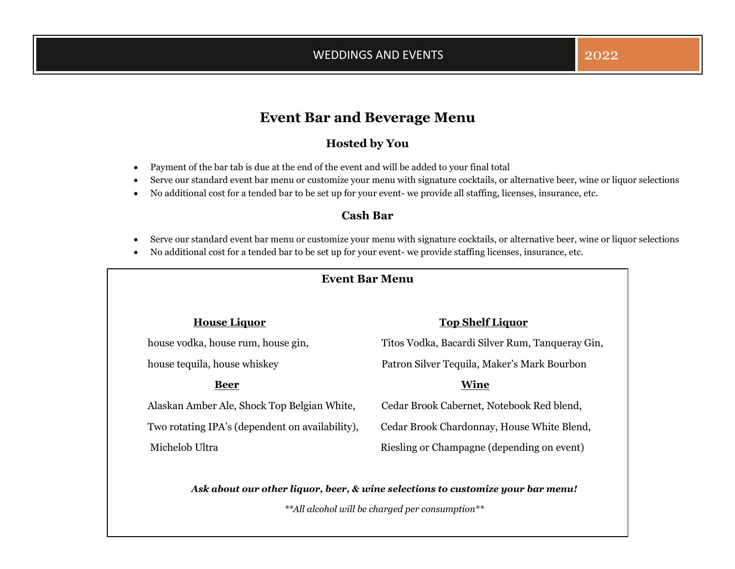# Event Bar and Beverage Menu

## Hosted by You

- Payment of the bar tab is due at the end of the event and will be added to your final total
- Serve our standard event bar menu or customize your menu with signature cocktails, or alternative beer, wine or liquor selections
- No additional cost for a tended bar to be set up for your event- we provide all staffing, licenses, insurance, etc.

## Cash Bar

- Serve our standard event bar menu or customize your menu with signature cocktails, or alternative beer, wine or liquor selections
- No additional cost for a tended bar to be set up for your event- we provide staffing licenses, insurance, etc.

## Event Bar Menu

**House Liquor**

house vodka, house rum, house gin, house tequila, house whiskey

**Top Shelf Liquor**

Titos Vodka, Bacardi Silver Rum, Tanqueray Gin, Patron Silver Tequila, Maker's Mark Bourbon

**Beer**

Alaskan Amber Ale, Shock Top Belgian White, Two rotating IPA's (dependent on availability), Michelob Ultra

**Wine**

Cedar Brook Cabernet, Notebook Red blend, Cedar Brook Chardonnay, House White Blend, Riesling or Champagne (depending on event)

***Ask about our other liquor, beer, & wine selections to customize your bar menu!***

*\*\*All alcohol will be charged per consumption\*\**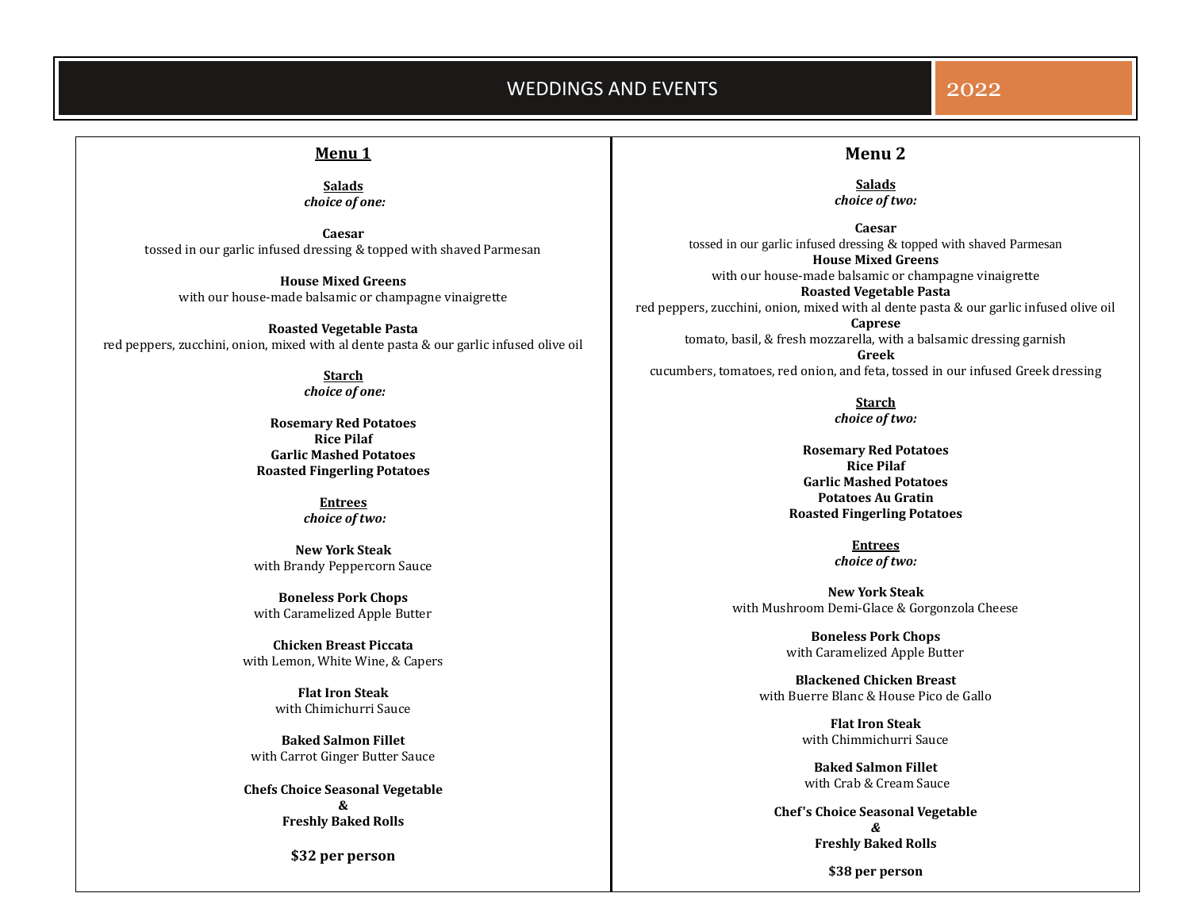# WEDDINGS AND EVENTS 2022

## Menu 1

**Salads**
***choice of one:***

**Caesar**
tossed in our garlic infused dressing & topped with shaved Parmesan

**House Mixed Greens**
with our house-made balsamic or champagne vinaigrette

**Roasted Vegetable Pasta**
red peppers, zucchini, onion, mixed with al dente pasta & our garlic infused olive oil

**Starch**
***choice of one:***

**Rosemary Red Potatoes**
**Rice Pilaf**
**Garlic Mashed Potatoes**
**Roasted Fingerling Potatoes**

**Entrees**
***choice of two:***

**New York Steak**
with Brandy Peppercorn Sauce

**Boneless Pork Chops**
with Caramelized Apple Butter

**Chicken Breast Piccata**
with Lemon, White Wine, & Capers

**Flat Iron Steak**
with Chimichurri Sauce

**Baked Salmon Fillet**
with Carrot Ginger Butter Sauce

**Chefs Choice Seasonal Vegetable**
**&**
**Freshly Baked Rolls**

**$32 per person**

## Menu 2

**Salads**
***choice of two:***

**Caesar**
tossed in our garlic infused dressing & topped with shaved Parmesan
**House Mixed Greens**
with our house-made balsamic or champagne vinaigrette
**Roasted Vegetable Pasta**
red peppers, zucchini, onion, mixed with al dente pasta & our garlic infused olive oil
**Caprese**
tomato, basil, & fresh mozzarella, with a balsamic dressing garnish
**Greek**
cucumbers, tomatoes, red onion, and feta, tossed in our infused Greek dressing

**Starch**
***choice of two:***

**Rosemary Red Potatoes**
**Rice Pilaf**
**Garlic Mashed Potatoes**
**Potatoes Au Gratin**
**Roasted Fingerling Potatoes**

**Entrees**
***choice of two:***

**New York Steak**
with Mushroom Demi-Glace & Gorgonzola Cheese

**Boneless Pork Chops**
with Caramelized Apple Butter

**Blackened Chicken Breast**
with Buerre Blanc & House Pico de Gallo

**Flat Iron Steak**
with Chimmichurri Sauce

**Baked Salmon Fillet**
with Crab & Cream Sauce

**Chef's Choice Seasonal Vegetable**
***&***
**Freshly Baked Rolls**

**$38 per person**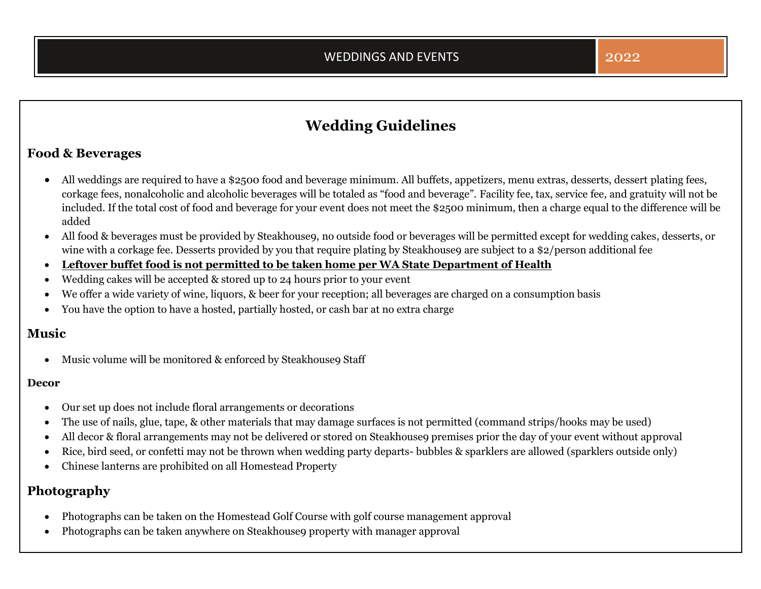# Wedding Guidelines

## Food & Beverages

- All weddings are required to have a $2500 food and beverage minimum. All buffets, appetizers, menu extras, desserts, dessert plating fees, corkage fees, nonalcoholic and alcoholic beverages will be totaled as "food and beverage". Facility fee, tax, service fee, and gratuity will not be included. If the total cost of food and beverage for your event does not meet the $2500 minimum, then a charge equal to the difference will be added
- All food & beverages must be provided by Steakhouse9, no outside food or beverages will be permitted except for wedding cakes, desserts, or wine with a corkage fee. Desserts provided by you that require plating by Steakhouse9 are subject to a $2/person additional fee
- **Leftover buffet food is not permitted to be taken home per WA State Department of Health**
- Wedding cakes will be accepted & stored up to 24 hours prior to your event
- We offer a wide variety of wine, liquors, & beer for your reception; all beverages are charged on a consumption basis
- You have the option to have a hosted, partially hosted, or cash bar at no extra charge

## Music

- Music volume will be monitored & enforced by Steakhouse9 Staff

### Decor

- Our set up does not include floral arrangements or decorations
- The use of nails, glue, tape, & other materials that may damage surfaces is not permitted (command strips/hooks may be used)
- All decor & floral arrangements may not be delivered or stored on Steakhouse9 premises prior the day of your event without approval
- Rice, bird seed, or confetti may not be thrown when wedding party departs- bubbles & sparklers are allowed (sparklers outside only)
- Chinese lanterns are prohibited on all Homestead Property

## Photography

- Photographs can be taken on the Homestead Golf Course with golf course management approval
- Photographs can be taken anywhere on Steakhouse9 property with manager approval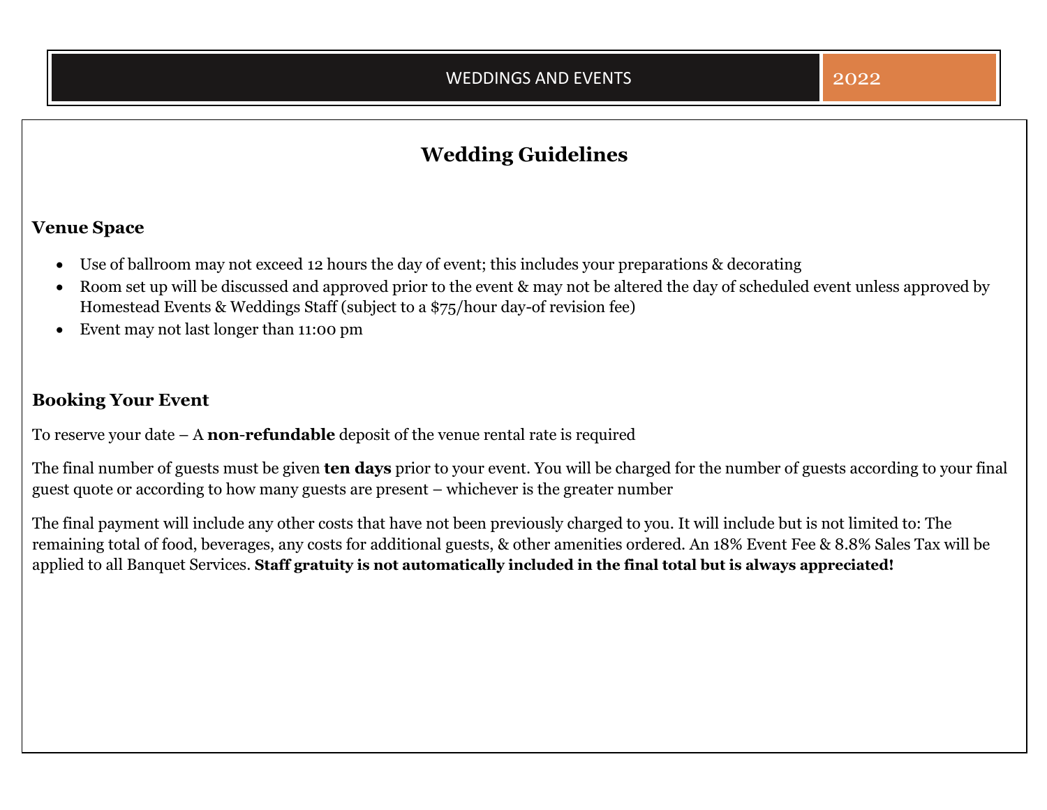# Wedding Guidelines

## Venue Space

- Use of ballroom may not exceed 12 hours the day of event; this includes your preparations & decorating
- Room set up will be discussed and approved prior to the event & may not be altered the day of scheduled event unless approved by Homestead Events & Weddings Staff (subject to a $75/hour day-of revision fee)
- Event may not last longer than 11:00 pm

## Booking Your Event

To reserve your date – A **non-refundable** deposit of the venue rental rate is required

The final number of guests must be given **ten days** prior to your event. You will be charged for the number of guests according to your final guest quote or according to how many guests are present – whichever is the greater number

The final payment will include any other costs that have not been previously charged to you. It will include but is not limited to: The remaining total of food, beverages, any costs for additional guests, & other amenities ordered. An 18% Event Fee & 8.8% Sales Tax will be applied to all Banquet Services. **Staff gratuity is not automatically included in the final total but is always appreciated!**